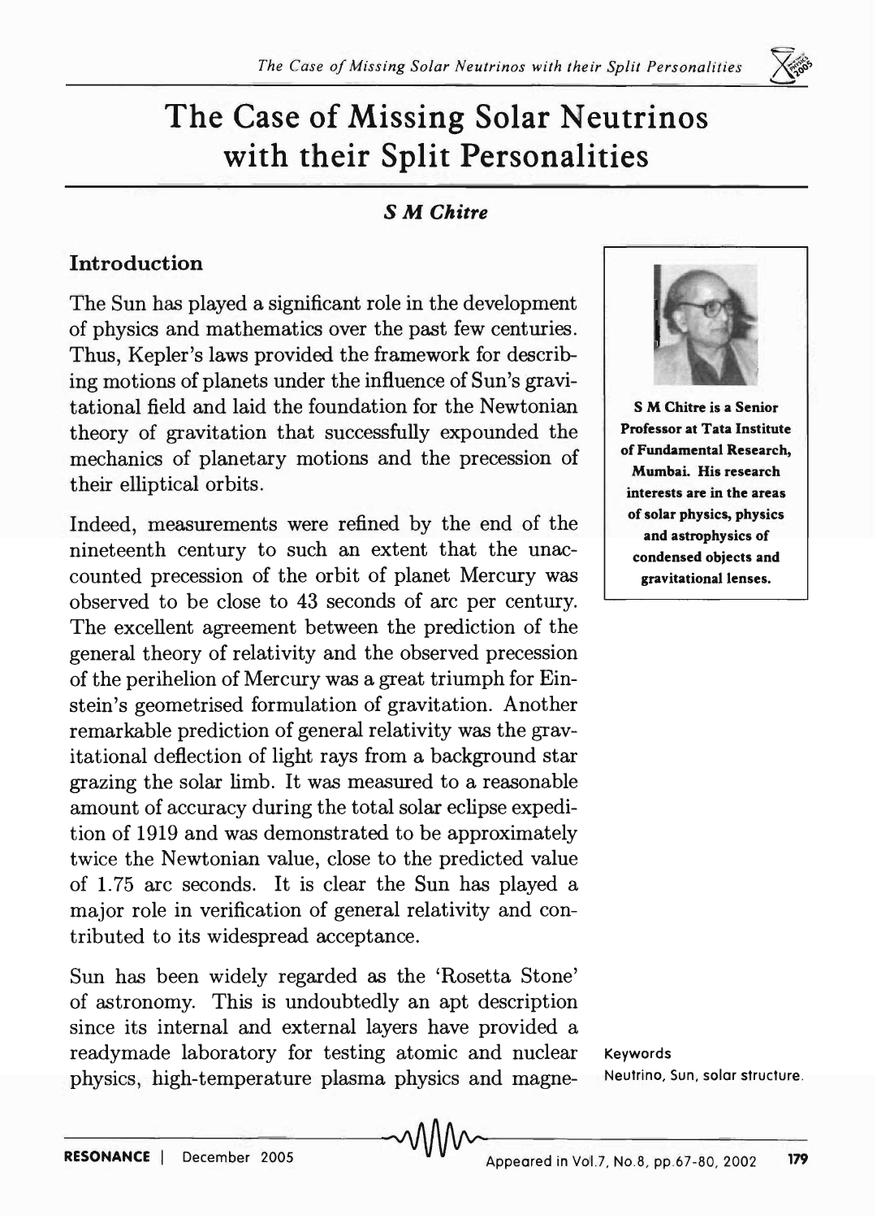# The Case of Missing Solar Neutrinos with their Split Personalities

*S M Chitre*

## Introduction

The Sun has played a significant role in the development of physics and mathematics over the past few centuries. Thus, Kepler's laws provided the framework for describing motions of planets under the influence of Sun's gravitational field and laid the foundation for the Newtonian theory of gravitation that successfully expounded the mechanics of planetary motions and the precession of their elliptical orbits.

Indeed, measurements were refined by the end of the nineteenth century to such an extent that the unaccounted precession of the orbit of planet Mercury was observed to be close to 43 seconds of arc per century. The excellent agreement between the prediction of the general theory of relativity and the observed precession of the perihelion of Mercury was a great triumph for Einstein's geometrised formulation of gravitation. Another remarkable prediction of general relativity was the gravitational deflection of light rays from a background star grazing the solar limb. It was measured to a reasonable amount of accuracy during the total solar eclipse expedition of 1919 and was demonstrated to be approximately twice the Newtonian value, close to the predicted value of 1.75 arc seconds. It is clear the Sun has played a major role in verification of general relativity and contributed to its widespread acceptance.

Sun has been widely regarded as the 'Rosetta Stone' of astronomy. This is undoubtedly an apt description since its internal and external layers have provided a readymade laboratory for testing atomic and nuclear physics, high-temperature plasma physics and magne-

**S M Chitre is a Senior Professor at Tata Institute of Fundamental Research, Mumbai. His research interests are in the areas of solar physics, physics and astrophysics of condensed objects and gravitational lenses.**

**Keywords**
Neutrino, Sun, solar structure.

Appeared in Vol.7, No.8, pp.67-80, 2002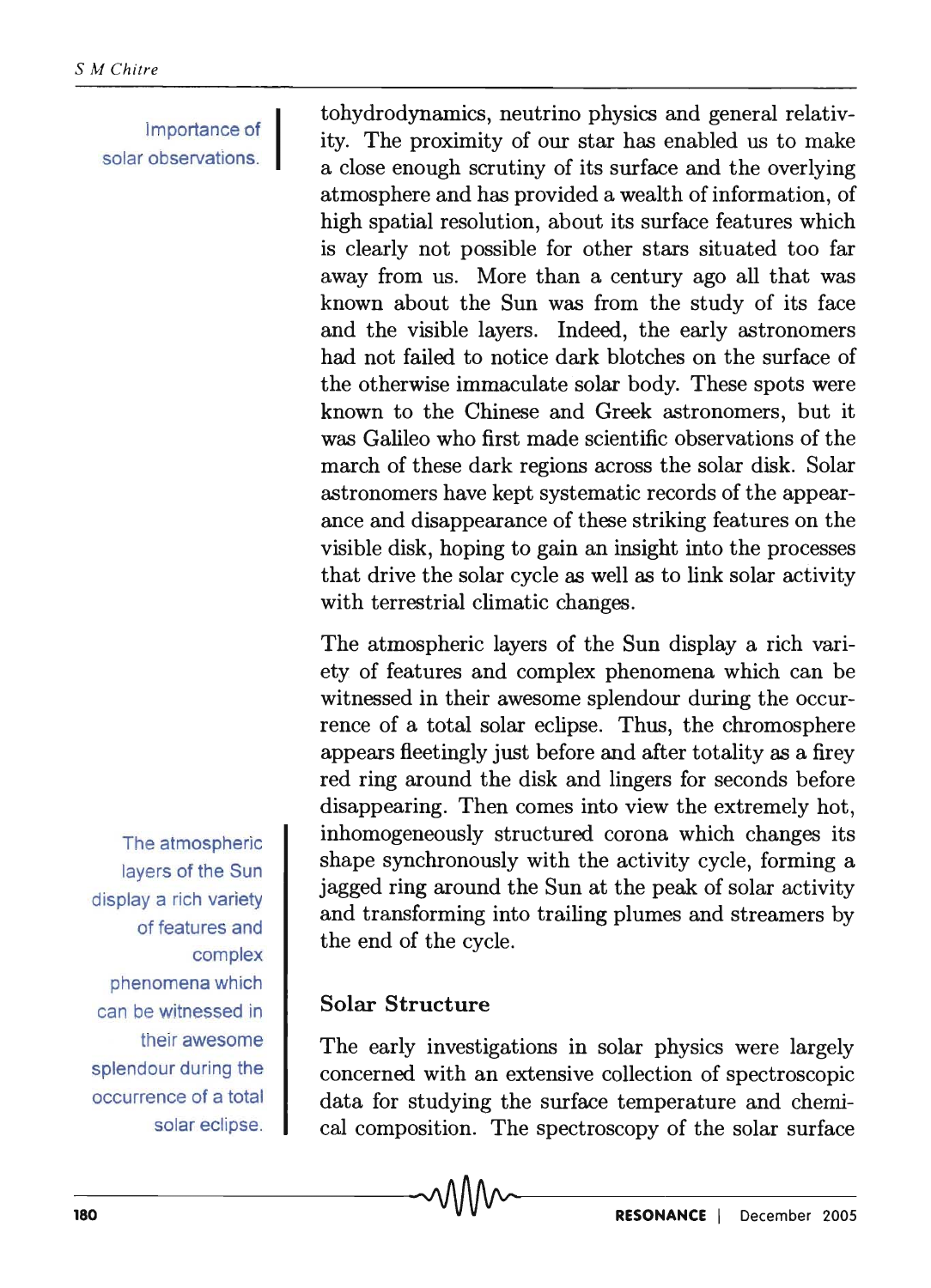Importance of solar observations.

tohydrodynamics, neutrino physics and general relativity. The proximity of our star has enabled us to make a close enough scrutiny of its surface and the overlying atmosphere and has provided a wealth of information, of high spatial resolution, about its surface features which is clearly not possible for other stars situated too far away from us. More than a century ago all that was known about the Sun was from the study of its face and the visible layers. Indeed, the early astronomers had not failed to notice dark blotches on the surface of the otherwise immaculate solar body. These spots were known to the Chinese and Greek astronomers, but it was Galileo who first made scientific observations of the march of these dark regions across the solar disk. Solar astronomers have kept systematic records of the appearance and disappearance of these striking features on the visible disk, hoping to gain an insight into the processes that drive the solar cycle as well as to link solar activity with terrestrial climatic changes.

The atmospheric layers of the Sun display a rich variety of features and complex phenomena which can be witnessed in their awesome splendour during the occurrence of a total solar eclipse.

The atmospheric layers of the Sun display a rich variety of features and complex phenomena which can be witnessed in their awesome splendour during the occurrence of a total solar eclipse. Thus, the chromosphere appears fleetingly just before and after totality as a firey red ring around the disk and lingers for seconds before disappearing. Then comes into view the extremely hot, inhomogeneously structured corona which changes its shape synchronously with the activity cycle, forming a jagged ring around the Sun at the peak of solar activity and transforming into trailing plumes and streamers by the end of the cycle.

## Solar Structure

The early investigations in solar physics were largely concerned with an extensive collection of spectroscopic data for studying the surface temperature and chemical composition. The spectroscopy of the solar surface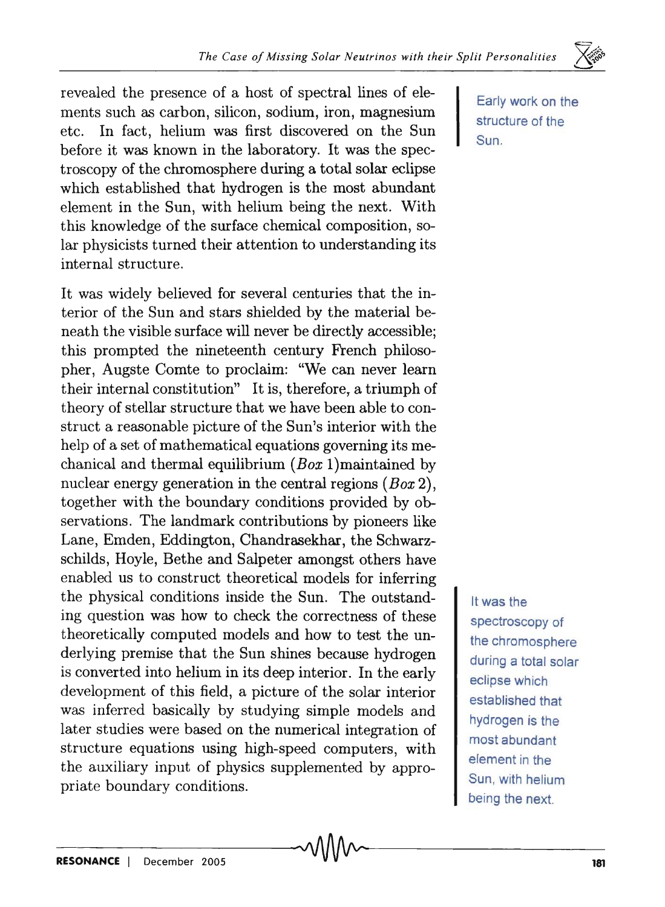revealed the presence of a host of spectral lines of elements such as carbon, silicon, sodium, iron, magnesium etc. In fact, helium was first discovered on the Sun before it was known in the laboratory. It was the spectroscopy of the chromosphere during a total solar eclipse which established that hydrogen is the most abundant element in the Sun, with helium being the next. With this knowledge of the surface chemical composition, solar physicists turned their attention to understanding its internal structure.

Early work on the structure of the Sun.

It was widely believed for several centuries that the interior of the Sun and stars shielded by the material beneath the visible surface will never be directly accessible; this prompted the nineteenth century French philosopher, Augste Comte to proclaim: "We can never learn their internal constitution" It is, therefore, a triumph of theory of stellar structure that we have been able to construct a reasonable picture of the Sun's interior with the help of a set of mathematical equations governing its mechanical and thermal equilibrium (*Box* 1)maintained by nuclear energy generation in the central regions (*Box* 2), together with the boundary conditions provided by observations. The landmark contributions by pioneers like Lane, Emden, Eddington, Chandrasekhar, the Schwarzschilds, Hoyle, Bethe and Salpeter amongst others have enabled us to construct theoretical models for inferring the physical conditions inside the Sun. The outstanding question was how to check the correctness of these theoretically computed models and how to test the underlying premise that the Sun shines because hydrogen is converted into helium in its deep interior. In the early development of this field, a picture of the solar interior was inferred basically by studying simple models and later studies were based on the numerical integration of structure equations using high-speed computers, with the auxiliary input of physics supplemented by appropriate boundary conditions.

It was the spectroscopy of the chromosphere during a total solar eclipse which established that hydrogen is the most abundant element in the Sun, with helium being the next.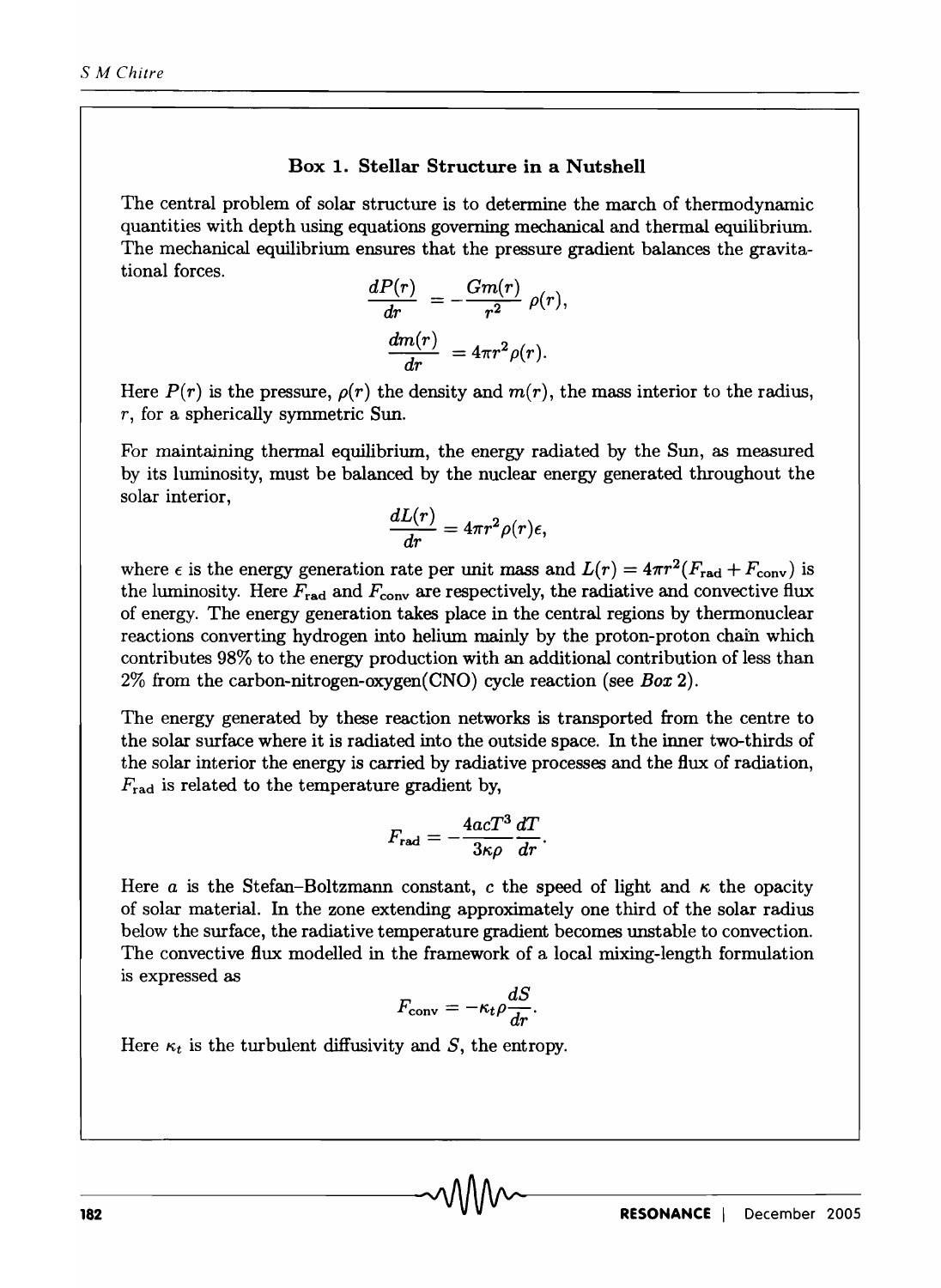### Box 1. Stellar Structure in a Nutshell

The central problem of solar structure is to determine the march of thermodynamic quantities with depth using equations governing mechanical and thermal equilibrium. The mechanical equilibrium ensures that the pressure gradient balances the gravitational forces.

$$\frac{dP(r)}{dr} = -\frac{Gm(r)}{r^2}\,\rho(r),$$

$$\frac{dm(r)}{dr} = 4\pi r^2 \rho(r).$$

Here $P(r)$ is the pressure, $\rho(r)$ the density and $m(r)$, the mass interior to the radius, $r$, for a spherically symmetric Sun.

For maintaining thermal equilibrium, the energy radiated by the Sun, as measured by its luminosity, must be balanced by the nuclear energy generated throughout the solar interior,

$$\frac{dL(r)}{dr} = 4\pi r^2 \rho(r)\epsilon,$$

where $\epsilon$ is the energy generation rate per unit mass and $L(r) = 4\pi r^2 (F_{\text{rad}} + F_{\text{conv}})$ is the luminosity. Here $F_{\text{rad}}$ and $F_{\text{conv}}$ are respectively, the radiative and convective flux of energy. The energy generation takes place in the central regions by thermonuclear reactions converting hydrogen into helium mainly by the proton-proton chain which contributes 98% to the energy production with an additional contribution of less than 2% from the carbon-nitrogen-oxygen(CNO) cycle reaction (see *Box* 2).

The energy generated by these reaction networks is transported from the centre to the solar surface where it is radiated into the outside space. In the inner two-thirds of the solar interior the energy is carried by radiative processes and the flux of radiation, $F_{\text{rad}}$ is related to the temperature gradient by,

$$F_{\text{rad}} = -\frac{4acT^3}{3\kappa\rho}\frac{dT}{dr}.$$

Here $a$ is the Stefan–Boltzmann constant, $c$ the speed of light and $\kappa$ the opacity of solar material. In the zone extending approximately one third of the solar radius below the surface, the radiative temperature gradient becomes unstable to convection. The convective flux modelled in the framework of a local mixing-length formulation is expressed as

$$F_{\text{conv}} = -\kappa_t \rho \frac{dS}{dr}.$$

Here $\kappa_t$ is the turbulent diffusivity and $S$, the entropy.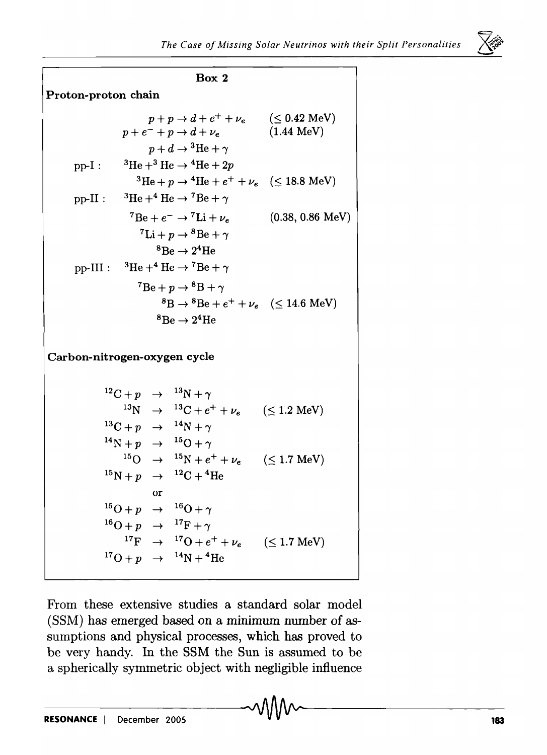**Box 2**

**Proton-proton chain**

$$p + p \to d + e^+ + \nu_e \qquad (\leq 0.42 \text{ MeV})$$
$$p + e^- + p \to d + \nu_e \qquad (1.44 \text{ MeV})$$
$$p + d \to {}^3\text{He} + \gamma$$

pp-I:
$$^3\text{He} + {}^3\text{He} \to {}^4\text{He} + 2p$$
$$^3\text{He} + p \to {}^4\text{He} + e^+ + \nu_e \qquad (\leq 18.8 \text{ MeV})$$

pp-II:
$$^3\text{He} + {}^4\text{He} \to {}^7\text{Be} + \gamma$$
$$^7\text{Be} + e^- \to {}^7\text{Li} + \nu_e \qquad (0.38, 0.86 \text{ MeV})$$
$$^7\text{Li} + p \to {}^8\text{Be} + \gamma$$
$$^8\text{Be} \to 2\,{}^4\text{He}$$

pp-III:
$$^3\text{He} + {}^4\text{He} \to {}^7\text{Be} + \gamma$$
$$^7\text{Be} + p \to {}^8\text{B} + \gamma$$
$$^8\text{B} \to {}^8\text{Be} + e^+ + \nu_e \qquad (\leq 14.6 \text{ MeV})$$
$$^8\text{Be} \to 2\,{}^4\text{He}$$

**Carbon-nitrogen-oxygen cycle**

$$^{12}\text{C} + p \to {}^{13}\text{N} + \gamma$$
$$^{13}\text{N} \to {}^{13}\text{C} + e^+ + \nu_e \qquad (\leq 1.2 \text{ MeV})$$
$$^{13}\text{C} + p \to {}^{14}\text{N} + \gamma$$
$$^{14}\text{N} + p \to {}^{15}\text{O} + \gamma$$
$$^{15}\text{O} \to {}^{15}\text{N} + e^+ + \nu_e \qquad (\leq 1.7 \text{ MeV})$$
$$^{15}\text{N} + p \to {}^{12}\text{C} + {}^4\text{He}$$

or

$$^{15}\text{O} + p \to {}^{16}\text{O} + \gamma$$
$$^{16}\text{O} + p \to {}^{17}\text{F} + \gamma$$
$$^{17}\text{F} \to {}^{17}\text{O} + e^+ + \nu_e \qquad (\leq 1.7 \text{ MeV})$$
$$^{17}\text{O} + p \to {}^{14}\text{N} + {}^4\text{He}$$

From these extensive studies a standard solar model (SSM) has emerged based on a minimum number of assumptions and physical processes, which has proved to be very handy. In the SSM the Sun is assumed to be a spherically symmetric object with negligible influence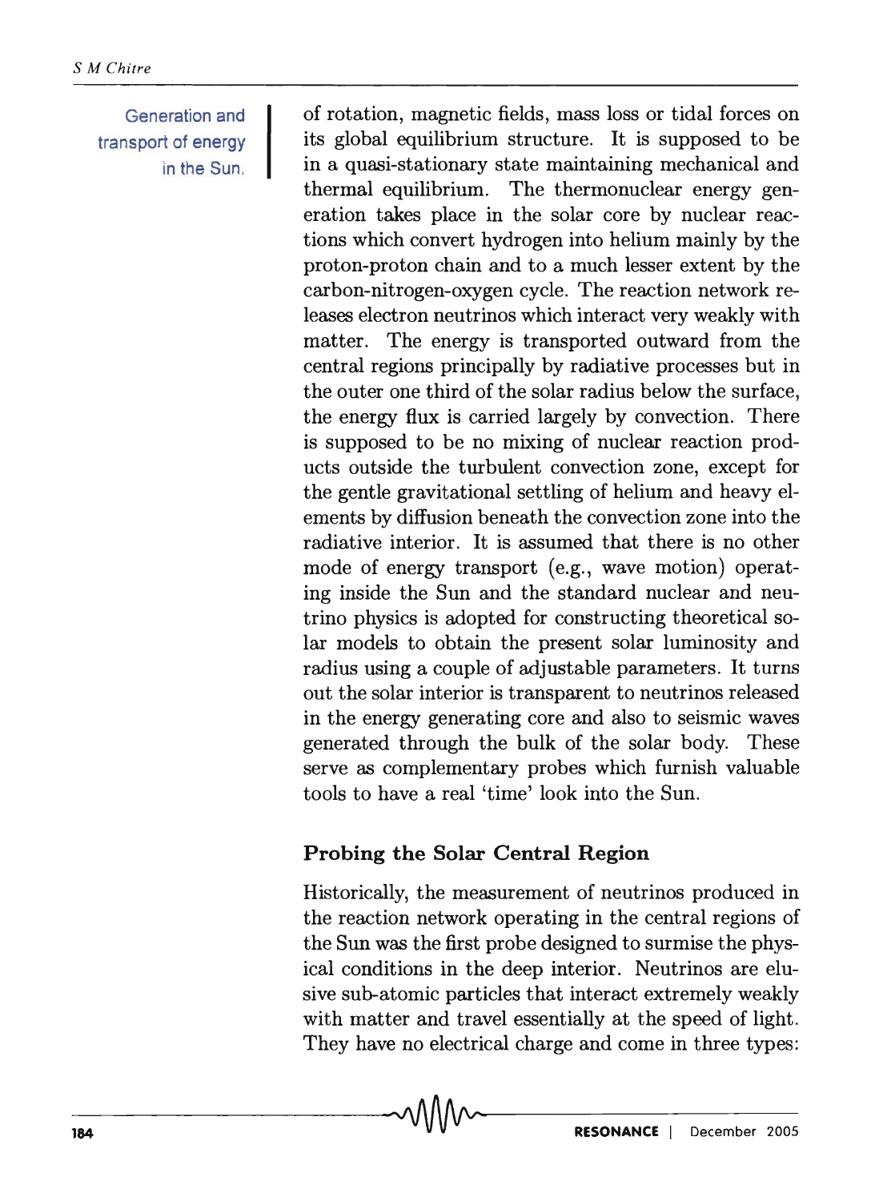Generation and transport of energy in the Sun.

of rotation, magnetic fields, mass loss or tidal forces on its global equilibrium structure. It is supposed to be in a quasi-stationary state maintaining mechanical and thermal equilibrium. The thermonuclear energy generation takes place in the solar core by nuclear reactions which convert hydrogen into helium mainly by the proton-proton chain and to a much lesser extent by the carbon-nitrogen-oxygen cycle. The reaction network releases electron neutrinos which interact very weakly with matter. The energy is transported outward from the central regions principally by radiative processes but in the outer one third of the solar radius below the surface, the energy flux is carried largely by convection. There is supposed to be no mixing of nuclear reaction products outside the turbulent convection zone, except for the gentle gravitational settling of helium and heavy elements by diffusion beneath the convection zone into the radiative interior. It is assumed that there is no other mode of energy transport (e.g., wave motion) operating inside the Sun and the standard nuclear and neutrino physics is adopted for constructing theoretical solar models to obtain the present solar luminosity and radius using a couple of adjustable parameters. It turns out the solar interior is transparent to neutrinos released in the energy generating core and also to seismic waves generated through the bulk of the solar body. These serve as complementary probes which furnish valuable tools to have a real 'time' look into the Sun.

## Probing the Solar Central Region

Historically, the measurement of neutrinos produced in the reaction network operating in the central regions of the Sun was the first probe designed to surmise the physical conditions in the deep interior. Neutrinos are elusive sub-atomic particles that interact extremely weakly with matter and travel essentially at the speed of light. They have no electrical charge and come in three types: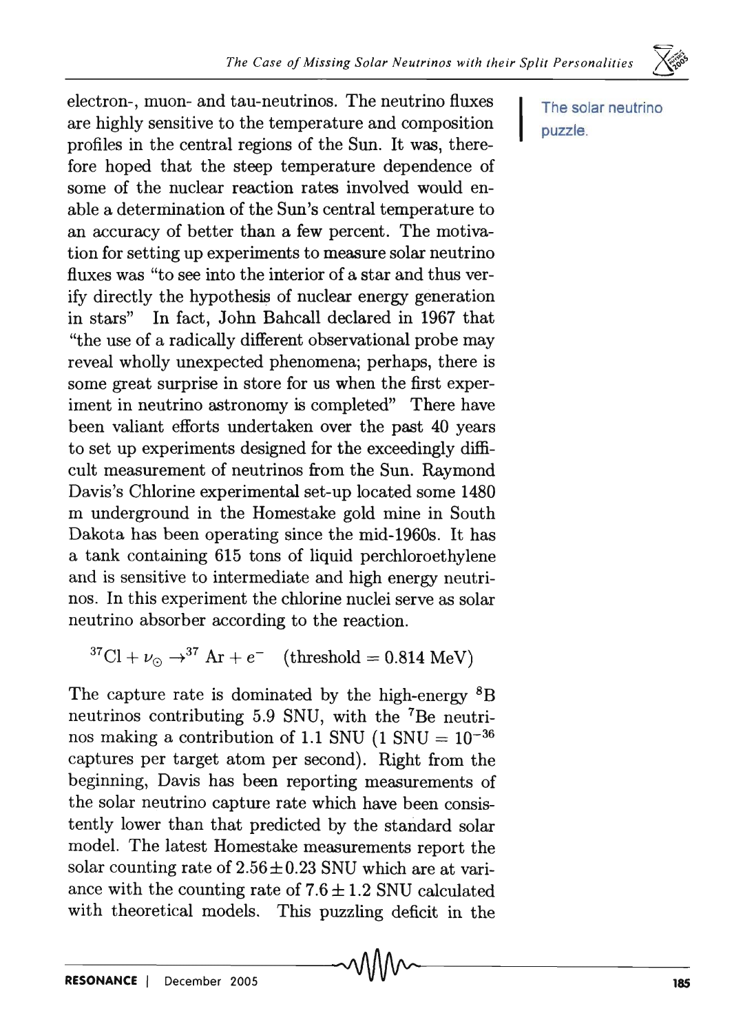electron-, muon- and tau-neutrinos. The neutrino fluxes are highly sensitive to the temperature and composition profiles in the central regions of the Sun. It was, therefore hoped that the steep temperature dependence of some of the nuclear reaction rates involved would enable a determination of the Sun's central temperature to an accuracy of better than a few percent. The motivation for setting up experiments to measure solar neutrino fluxes was "to see into the interior of a star and thus verify directly the hypothesis of nuclear energy generation in stars" In fact, John Bahcall declared in 1967 that "the use of a radically different observational probe may reveal wholly unexpected phenomena; perhaps, there is some great surprise in store for us when the first experiment in neutrino astronomy is completed" There have been valiant efforts undertaken over the past 40 years to set up experiments designed for the exceedingly difficult measurement of neutrinos from the Sun. Raymond Davis's Chlorine experimental set-up located some 1480 m underground in the Homestake gold mine in South Dakota has been operating since the mid-1960s. It has a tank containing 615 tons of liquid perchloroethylene and is sensitive to intermediate and high energy neutrinos. In this experiment the chlorine nuclei serve as solar neutrino absorber according to the reaction.

The solar neutrino puzzle.

$$^{37}\mathrm{Cl} + \nu_{\odot} \rightarrow {}^{37}\mathrm{Ar} + e^{-} \quad (\text{threshold} = 0.814 \text{ MeV})$$

The capture rate is dominated by the high-energy $^8$B neutrinos contributing 5.9 SNU, with the $^7$Be neutrinos making a contribution of 1.1 SNU (1 SNU = $10^{-36}$ captures per target atom per second). Right from the beginning, Davis has been reporting measurements of the solar neutrino capture rate which have been consistently lower than that predicted by the standard solar model. The latest Homestake measurements report the solar counting rate of $2.56 \pm 0.23$ SNU which are at variance with the counting rate of $7.6 \pm 1.2$ SNU calculated with theoretical models. This puzzling deficit in the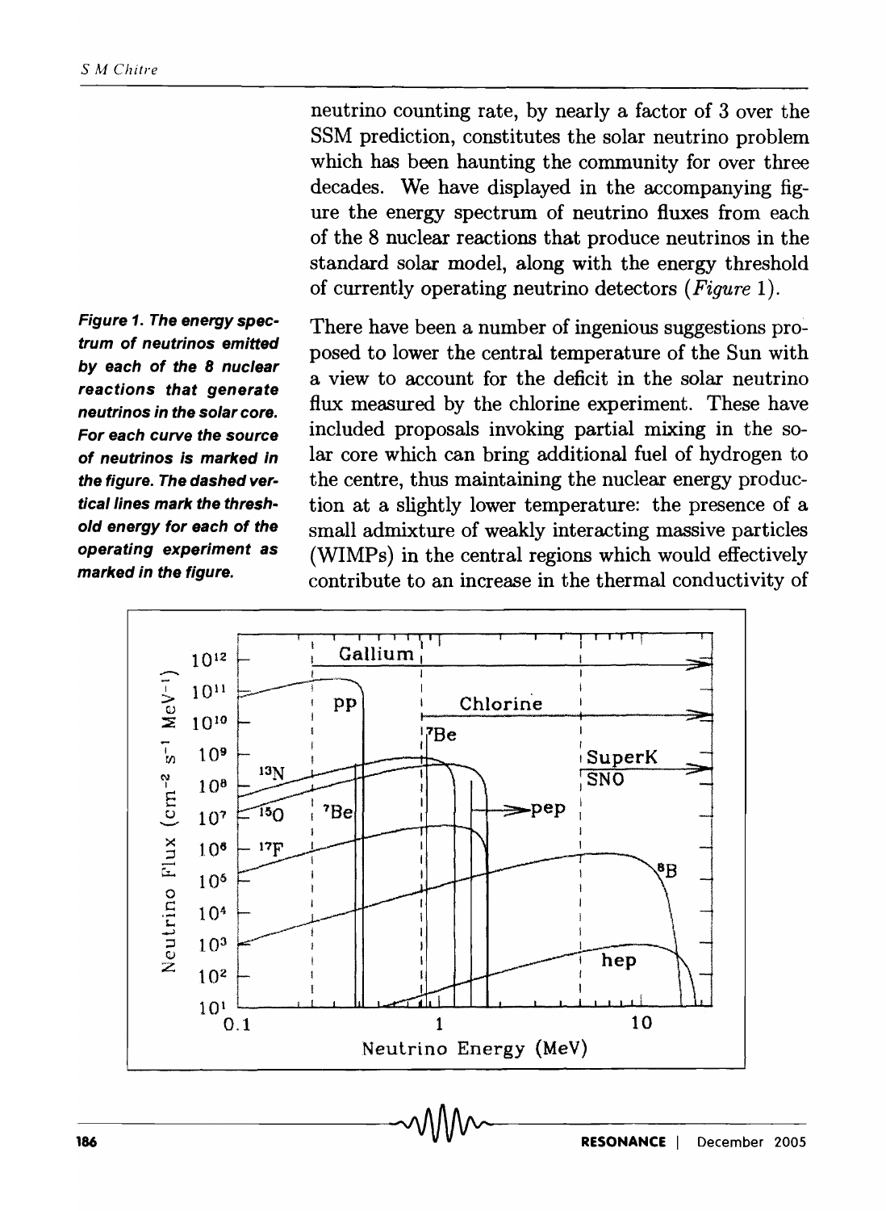neutrino counting rate, by nearly a factor of 3 over the SSM prediction, constitutes the solar neutrino problem which has been haunting the community for over three decades. We have displayed in the accompanying figure the energy spectrum of neutrino fluxes from each of the 8 nuclear reactions that produce neutrinos in the standard solar model, along with the energy threshold of currently operating neutrino detectors (*Figure* 1).

There have been a number of ingenious suggestions proposed to lower the central temperature of the Sun with a view to account for the deficit in the solar neutrino flux measured by the chlorine experiment. These have included proposals invoking partial mixing in the solar core which can bring additional fuel of hydrogen to the centre, thus maintaining the nuclear energy production at a slightly lower temperature: the presence of a small admixture of weakly interacting massive particles (WIMPs) in the central regions which would effectively contribute to an increase in the thermal conductivity of

***Figure 1. The energy spectrum of neutrinos emitted by each of the 8 nuclear reactions that generate neutrinos in the solar core. For each curve the source of neutrinos is marked in the figure. The dashed vertical lines mark the threshold energy for each of the operating experiment as marked in the figure.***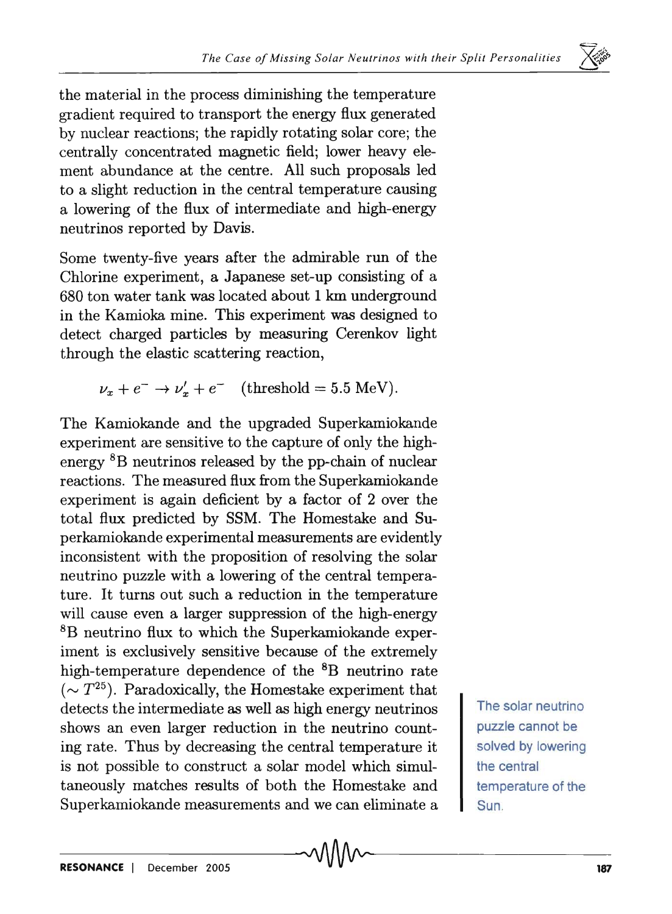the material in the process diminishing the temperature gradient required to transport the energy flux generated by nuclear reactions; the rapidly rotating solar core; the centrally concentrated magnetic field; lower heavy element abundance at the centre. All such proposals led to a slight reduction in the central temperature causing a lowering of the flux of intermediate and high-energy neutrinos reported by Davis.

Some twenty-five years after the admirable run of the Chlorine experiment, a Japanese set-up consisting of a 680 ton water tank was located about 1 km underground in the Kamioka mine. This experiment was designed to detect charged particles by measuring Cerenkov light through the elastic scattering reaction,

$$\nu_x + e^- \rightarrow \nu_x' + e^- \quad \text{(threshold = 5.5 MeV)}.$$

The Kamiokande and the upgraded Superkamiokande experiment are sensitive to the capture of only the high-energy $^8$B neutrinos released by the pp-chain of nuclear reactions. The measured flux from the Superkamiokande experiment is again deficient by a factor of 2 over the total flux predicted by SSM. The Homestake and Superkamiokande experimental measurements are evidently inconsistent with the proposition of resolving the solar neutrino puzzle with a lowering of the central temperature. It turns out such a reduction in the temperature will cause even a larger suppression of the high-energy $^8$B neutrino flux to which the Superkamiokande experiment is exclusively sensitive because of the extremely high-temperature dependence of the $^8$B neutrino rate ($\sim T^{25}$). Paradoxically, the Homestake experiment that detects the intermediate as well as high energy neutrinos shows an even larger reduction in the neutrino counting rate. Thus by decreasing the central temperature it is not possible to construct a solar model which simultaneously matches results of both the Homestake and Superkamiokande measurements and we can eliminate a

The solar neutrino puzzle cannot be solved by lowering the central temperature of the Sun.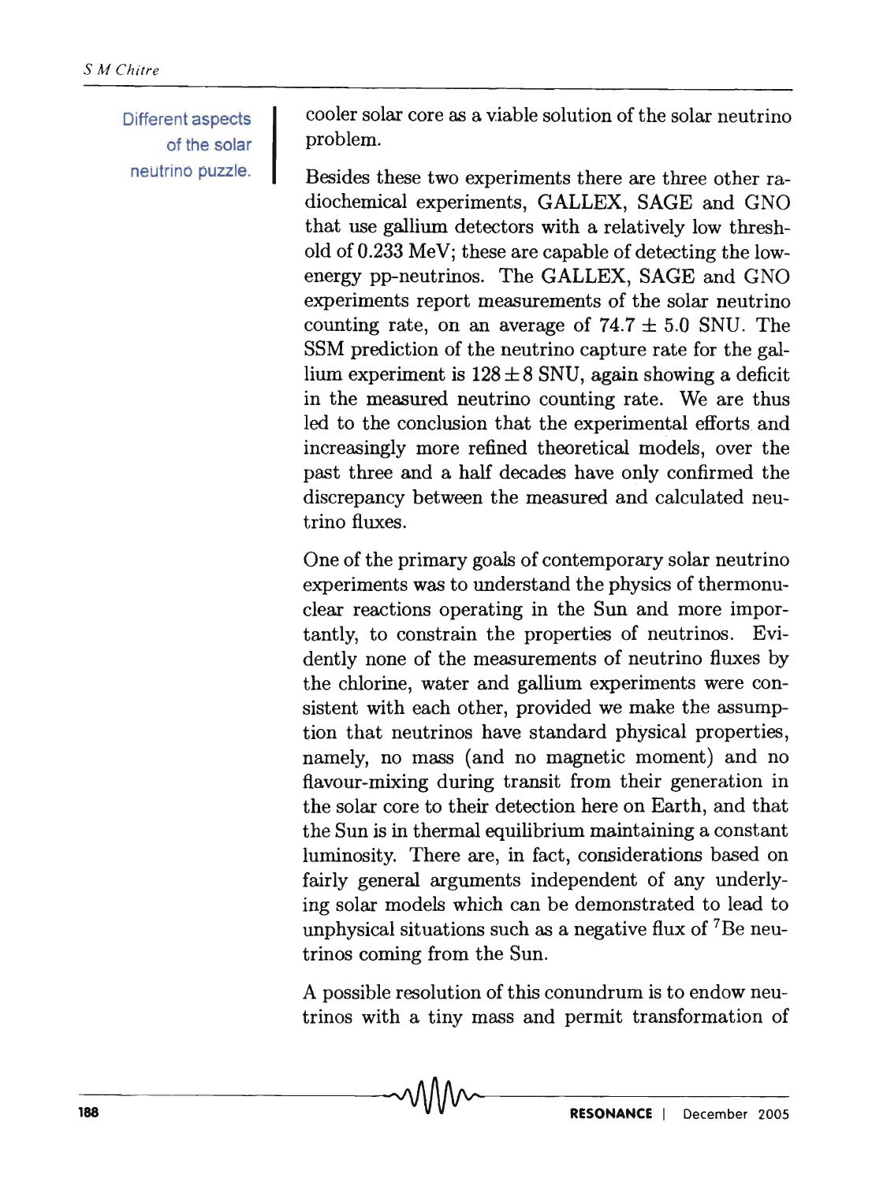Different aspects of the solar neutrino puzzle.

cooler solar core as a viable solution of the solar neutrino problem.

Besides these two experiments there are three other radiochemical experiments, GALLEX, SAGE and GNO that use gallium detectors with a relatively low threshold of 0.233 MeV; these are capable of detecting the low-energy pp-neutrinos. The GALLEX, SAGE and GNO experiments report measurements of the solar neutrino counting rate, on an average of $74.7 \pm 5.0$ SNU. The SSM prediction of the neutrino capture rate for the gallium experiment is $128 \pm 8$ SNU, again showing a deficit in the measured neutrino counting rate. We are thus led to the conclusion that the experimental efforts and increasingly more refined theoretical models, over the past three and a half decades have only confirmed the discrepancy between the measured and calculated neutrino fluxes.

One of the primary goals of contemporary solar neutrino experiments was to understand the physics of thermonuclear reactions operating in the Sun and more importantly, to constrain the properties of neutrinos. Evidently none of the measurements of neutrino fluxes by the chlorine, water and gallium experiments were consistent with each other, provided we make the assumption that neutrinos have standard physical properties, namely, no mass (and no magnetic moment) and no flavour-mixing during transit from their generation in the solar core to their detection here on Earth, and that the Sun is in thermal equilibrium maintaining a constant luminosity. There are, in fact, considerations based on fairly general arguments independent of any underlying solar models which can be demonstrated to lead to unphysical situations such as a negative flux of $^{7}$Be neutrinos coming from the Sun.

A possible resolution of this conundrum is to endow neutrinos with a tiny mass and permit transformation of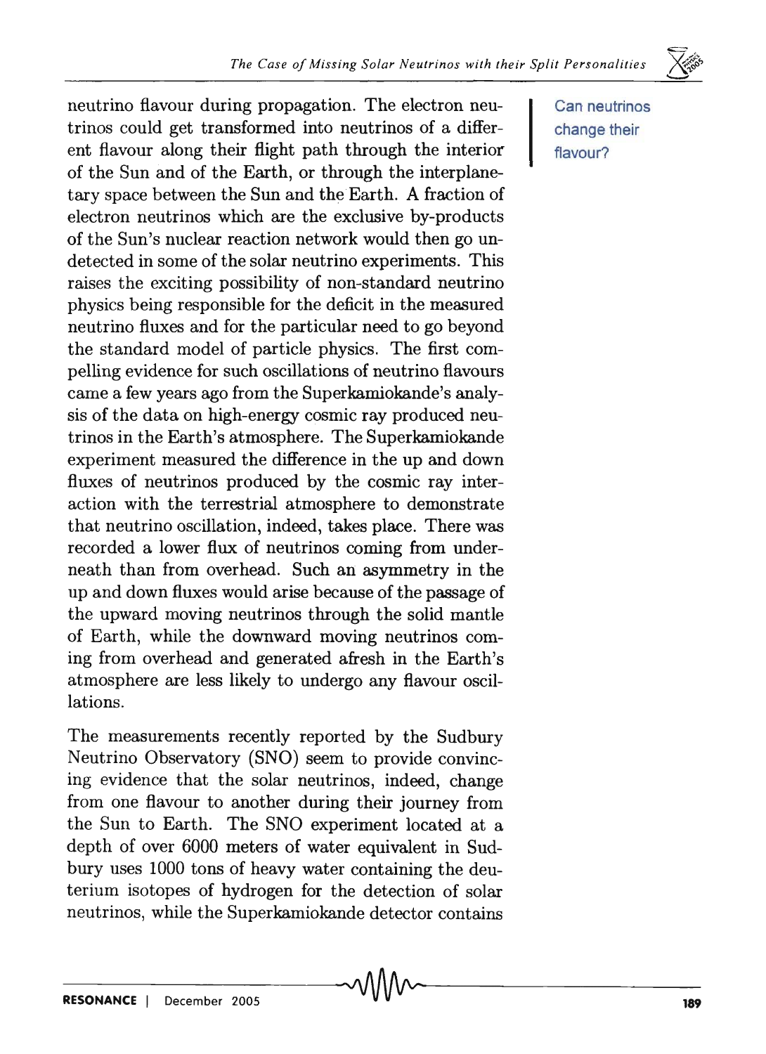neutrino flavour during propagation. The electron neutrinos could get transformed into neutrinos of a different flavour along their flight path through the interior of the Sun and of the Earth, or through the interplanetary space between the Sun and the Earth. A fraction of electron neutrinos which are the exclusive by-products of the Sun's nuclear reaction network would then go undetected in some of the solar neutrino experiments. This raises the exciting possibility of non-standard neutrino physics being responsible for the deficit in the measured neutrino fluxes and for the particular need to go beyond the standard model of particle physics. The first compelling evidence for such oscillations of neutrino flavours came a few years ago from the Superkamiokande's analysis of the data on high-energy cosmic ray produced neutrinos in the Earth's atmosphere. The Superkamiokande experiment measured the difference in the up and down fluxes of neutrinos produced by the cosmic ray interaction with the terrestrial atmosphere to demonstrate that neutrino oscillation, indeed, takes place. There was recorded a lower flux of neutrinos coming from underneath than from overhead. Such an asymmetry in the up and down fluxes would arise because of the passage of the upward moving neutrinos through the solid mantle of Earth, while the downward moving neutrinos coming from overhead and generated afresh in the Earth's atmosphere are less likely to undergo any flavour oscillations.

Can neutrinos change their flavour?

The measurements recently reported by the Sudbury Neutrino Observatory (SNO) seem to provide convincing evidence that the solar neutrinos, indeed, change from one flavour to another during their journey from the Sun to Earth. The SNO experiment located at a depth of over 6000 meters of water equivalent in Sudbury uses 1000 tons of heavy water containing the deuterium isotopes of hydrogen for the detection of solar neutrinos, while the Superkamiokande detector contains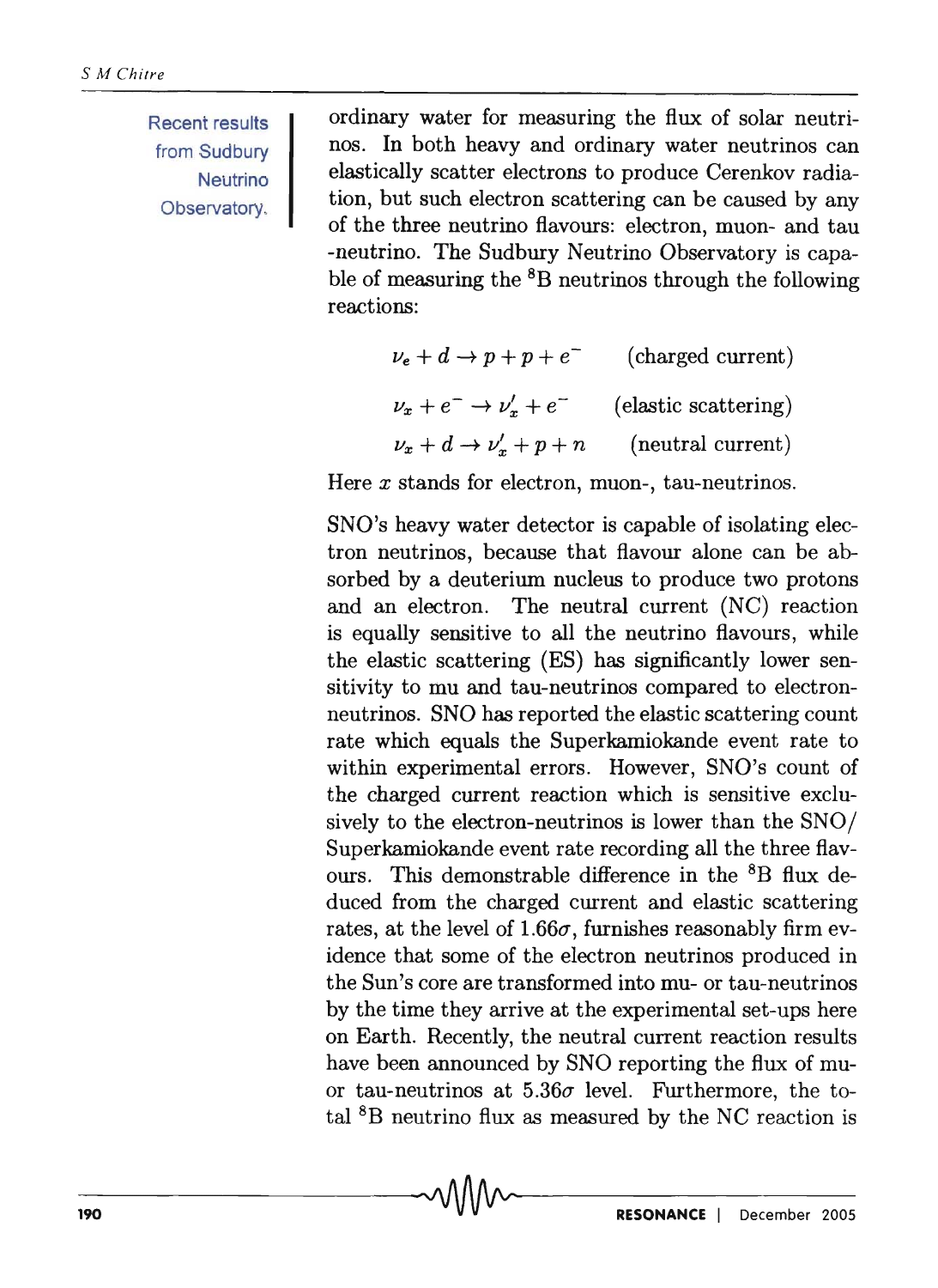Recent results from Sudbury Neutrino Observatory.

ordinary water for measuring the flux of solar neutrinos. In both heavy and ordinary water neutrinos can elastically scatter electrons to produce Cerenkov radiation, but such electron scattering can be caused by any of the three neutrino flavours: electron, muon- and tau -neutrino. The Sudbury Neutrino Observatory is capable of measuring the $^8$B neutrinos through the following reactions:

$$\nu_e + d \rightarrow p + p + e^- \qquad \text{(charged current)}$$

$$\nu_x + e^- \rightarrow \nu_x' + e^- \qquad \text{(elastic scattering)}$$

$$\nu_x + d \rightarrow \nu_x' + p + n \qquad \text{(neutral current)}$$

Here $x$ stands for electron, muon-, tau-neutrinos.

SNO's heavy water detector is capable of isolating electron neutrinos, because that flavour alone can be absorbed by a deuterium nucleus to produce two protons and an electron. The neutral current (NC) reaction is equally sensitive to all the neutrino flavours, while the elastic scattering (ES) has significantly lower sensitivity to mu and tau-neutrinos compared to electron-neutrinos. SNO has reported the elastic scattering count rate which equals the Superkamiokande event rate to within experimental errors. However, SNO's count of the charged current reaction which is sensitive exclusively to the electron-neutrinos is lower than the SNO/ Superkamiokande event rate recording all the three flavours. This demonstrable difference in the $^8$B flux deduced from the charged current and elastic scattering rates, at the level of $1.66\sigma$, furnishes reasonably firm evidence that some of the electron neutrinos produced in the Sun's core are transformed into mu- or tau-neutrinos by the time they arrive at the experimental set-ups here on Earth. Recently, the neutral current reaction results have been announced by SNO reporting the flux of mu- or tau-neutrinos at $5.36\sigma$ level. Furthermore, the total $^8$B neutrino flux as measured by the NC reaction is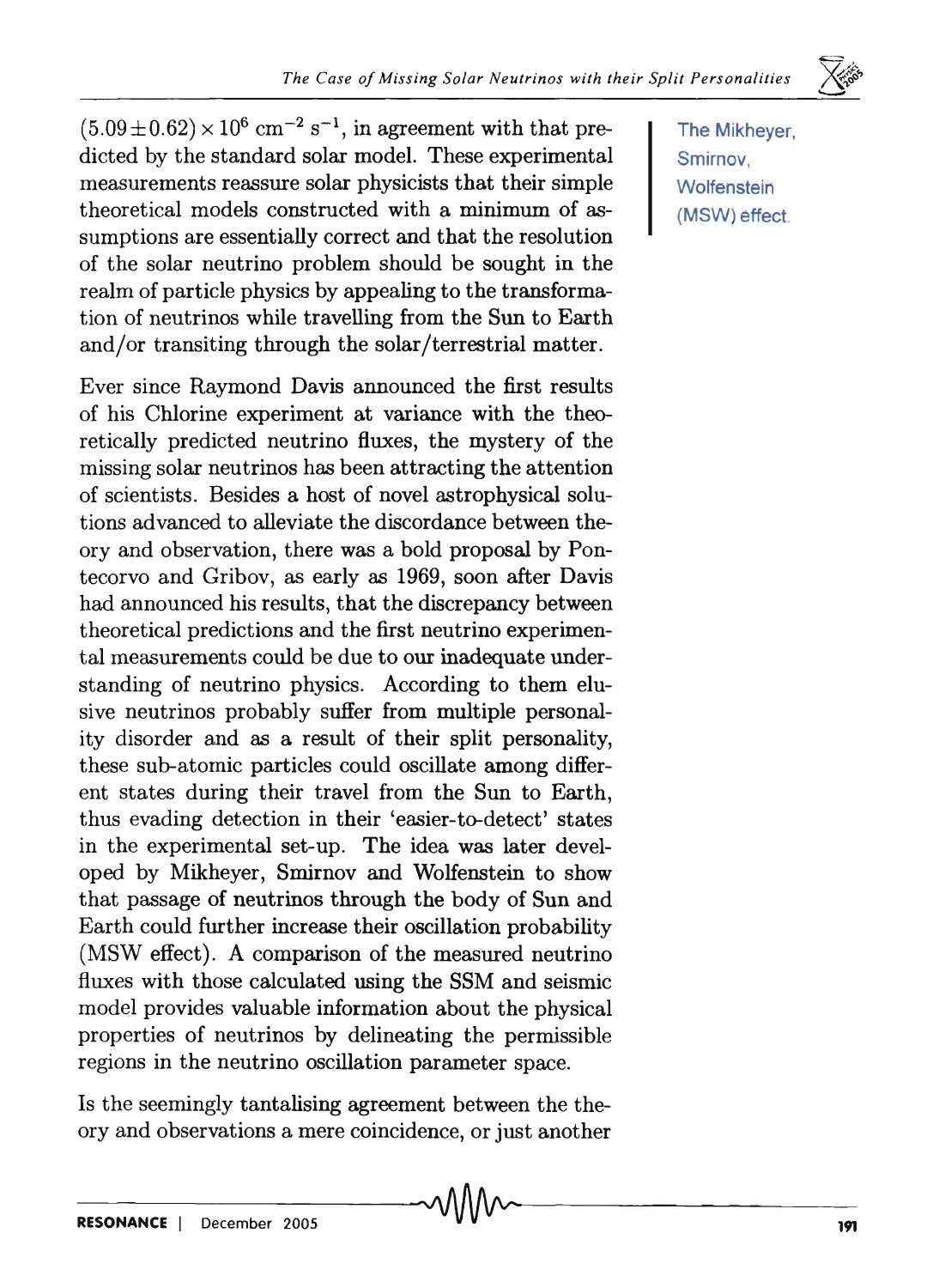$(5.09 \pm 0.62) \times 10^6 \text{ cm}^{-2} \text{ s}^{-1}$, in agreement with that predicted by the standard solar model. These experimental measurements reassure solar physicists that their simple theoretical models constructed with a minimum of assumptions are essentially correct and that the resolution of the solar neutrino problem should be sought in the realm of particle physics by appealing to the transformation of neutrinos while travelling from the Sun to Earth and/or transiting through the solar/terrestrial matter.

The Mikheyer, Smirnov, Wolfenstein (MSW) effect.

Ever since Raymond Davis announced the first results of his Chlorine experiment at variance with the theoretically predicted neutrino fluxes, the mystery of the missing solar neutrinos has been attracting the attention of scientists. Besides a host of novel astrophysical solutions advanced to alleviate the discordance between theory and observation, there was a bold proposal by Pontecorvo and Gribov, as early as 1969, soon after Davis had announced his results, that the discrepancy between theoretical predictions and the first neutrino experimental measurements could be due to our inadequate understanding of neutrino physics. According to them elusive neutrinos probably suffer from multiple personality disorder and as a result of their split personality, these sub-atomic particles could oscillate among different states during their travel from the Sun to Earth, thus evading detection in their 'easier-to-detect' states in the experimental set-up. The idea was later developed by Mikheyer, Smirnov and Wolfenstein to show that passage of neutrinos through the body of Sun and Earth could further increase their oscillation probability (MSW effect). A comparison of the measured neutrino fluxes with those calculated using the SSM and seismic model provides valuable information about the physical properties of neutrinos by delineating the permissible regions in the neutrino oscillation parameter space.

Is the seemingly tantalising agreement between the theory and observations a mere coincidence, or just another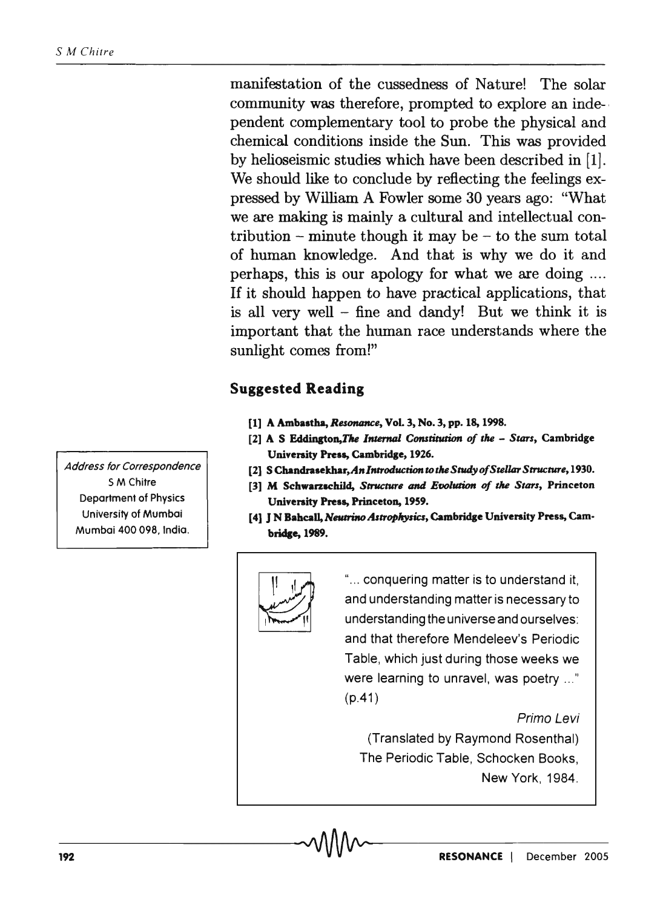manifestation of the cussedness of Nature! The solar community was therefore, prompted to explore an independent complementary tool to probe the physical and chemical conditions inside the Sun. This was provided by helioseismic studies which have been described in [1]. We should like to conclude by reflecting the feelings expressed by William A Fowler some 30 years ago: "What we are making is mainly a cultural and intellectual contribution – minute though it may be – to the sum total of human knowledge. And that is why we do it and perhaps, this is our apology for what we are doing .... If it should happen to have practical applications, that is all very well – fine and dandy! But we think it is important that the human race understands where the sunlight comes from!"

## Suggested Reading

- **[1] A Ambastha, *Resonance*, Vol. 3, No. 3, pp. 18, 1998.**
- **[2] A S Eddington, *The Internal Constitution of the – Stars*, Cambridge University Press, Cambridge, 1926.**
- **[2] S Chandrasekhar, *An Introduction to the Study of Stellar Structure*, 1930.**
- **[3] M Schwarzschild, *Structure and Evolution of the Stars*, Princeton University Press, Princeton, 1959.**
- **[4] J N Bahcall, *Neutrino Astrophysics*, Cambridge University Press, Cambridge, 1989.**

*Address for Correspondence*
S M Chitre
Department of Physics
University of Mumbai
Mumbai 400 098, India.

"... conquering matter is to understand it, and understanding matter is necessary to understanding the universe and ourselves: and that therefore Mendeleev's Periodic Table, which just during those weeks we were learning to unravel, was poetry ..." (p.41)

*Primo Levi*
(Translated by Raymond Rosenthal)
The Periodic Table, Schocken Books,
New York, 1984.